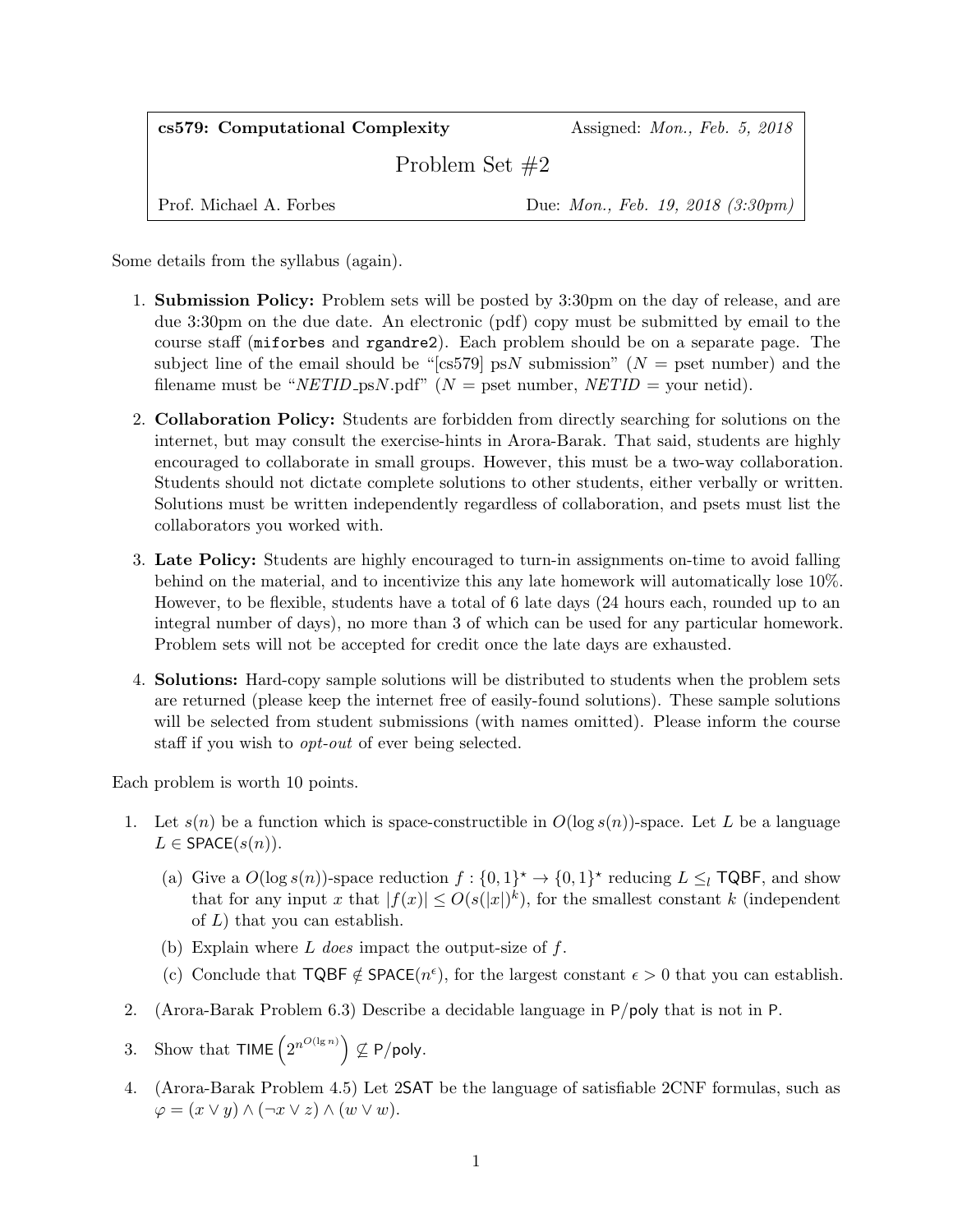**cs579: Computational Complexity** — Assigned: *Mon., Feb. 5, 2018*

# Problem Set #2

Prof. Michael A. Forbes — Due: *Mon., Feb. 19, 2018 (3:30pm)*

Some details from the syllabus (again).

1. **Submission Policy:** Problem sets will be posted by 3:30pm on the day of release, and are due 3:30pm on the due date. An electronic (pdf) copy must be submitted by email to the course staff (`miforbes` and `rgandre2`). Each problem should be on a separate page. The subject line of the email should be "[cs579] ps$N$ submission" ($N$ = pset number) and the filename must be "*NETID*_ps*N*.pdf" ($N$ = pset number, *NETID* = your netid).
2. **Collaboration Policy:** Students are forbidden from directly searching for solutions on the internet, but may consult the exercise-hints in Arora-Barak. That said, students are highly encouraged to collaborate in small groups. However, this must be a two-way collaboration. Students should not dictate complete solutions to other students, either verbally or written. Solutions must be written independently regardless of collaboration, and psets must list the collaborators you worked with.
3. **Late Policy:** Students are highly encouraged to turn-in assignments on-time to avoid falling behind on the material, and to incentivize this any late homework will automatically lose 10%. However, to be flexible, students have a total of 6 late days (24 hours each, rounded up to an integral number of days), no more than 3 of which can be used for any particular homework. Problem sets will not be accepted for credit once the late days are exhausted.
4. **Solutions:** Hard-copy sample solutions will be distributed to students when the problem sets are returned (please keep the internet free of easily-found solutions). These sample solutions will be selected from student submissions (with names omitted). Please inform the course staff if you wish to *opt-out* of ever being selected.

Each problem is worth 10 points.

1. Let $s(n)$ be a function which is space-constructible in $O(\log s(n))$-space. Let $L$ be a language $L \in \mathsf{SPACE}(s(n))$.
   (a) Give a $O(\log s(n))$-space reduction $f : \{0,1\}^\star \to \{0,1\}^\star$ reducing $L \leq_l \mathsf{TQBF}$, and show that for any input $x$ that $|f(x)| \leq O(s(|x|)^k)$, for the smallest constant $k$ (independent of $L$) that you can establish.
   (b) Explain where $L$ *does* impact the output-size of $f$.
   (c) Conclude that $\mathsf{TQBF} \notin \mathsf{SPACE}(n^\epsilon)$, for the largest constant $\epsilon > 0$ that you can establish.
2. (Arora-Barak Problem 6.3) Describe a decidable language in $\mathsf{P/poly}$ that is not in $\mathsf{P}$.
3. Show that $\mathsf{TIME}\left(2^{n^{O(\lg n)}}\right) \not\subseteq \mathsf{P/poly}$.
4. (Arora-Barak Problem 4.5) Let $\mathsf{2SAT}$ be the language of satisfiable 2CNF formulas, such as $\varphi = (x \vee y) \wedge (\neg x \vee z) \wedge (w \vee w)$.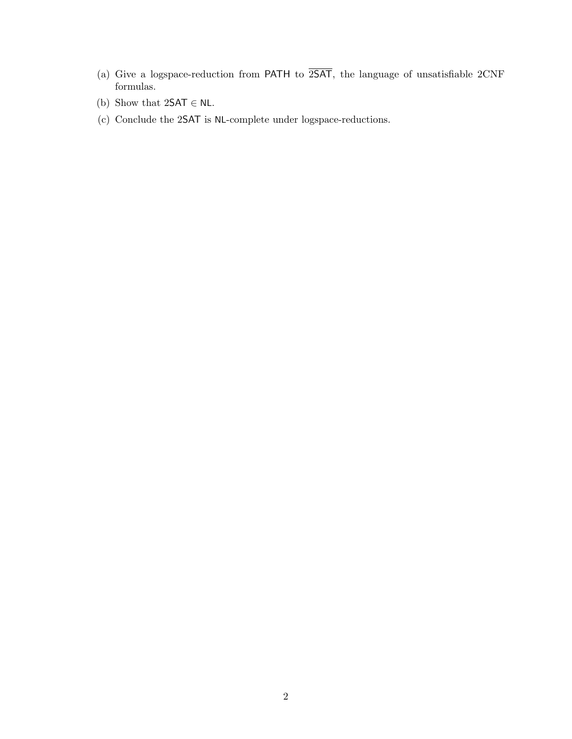(a) Give a logspace-reduction from PATH to $\overline{\mathsf{2SAT}}$, the language of unsatisfiable 2CNF formulas.

(b) Show that $\mathsf{2SAT} \in \mathsf{NL}$.

(c) Conclude the 2SAT is NL-complete under logspace-reductions.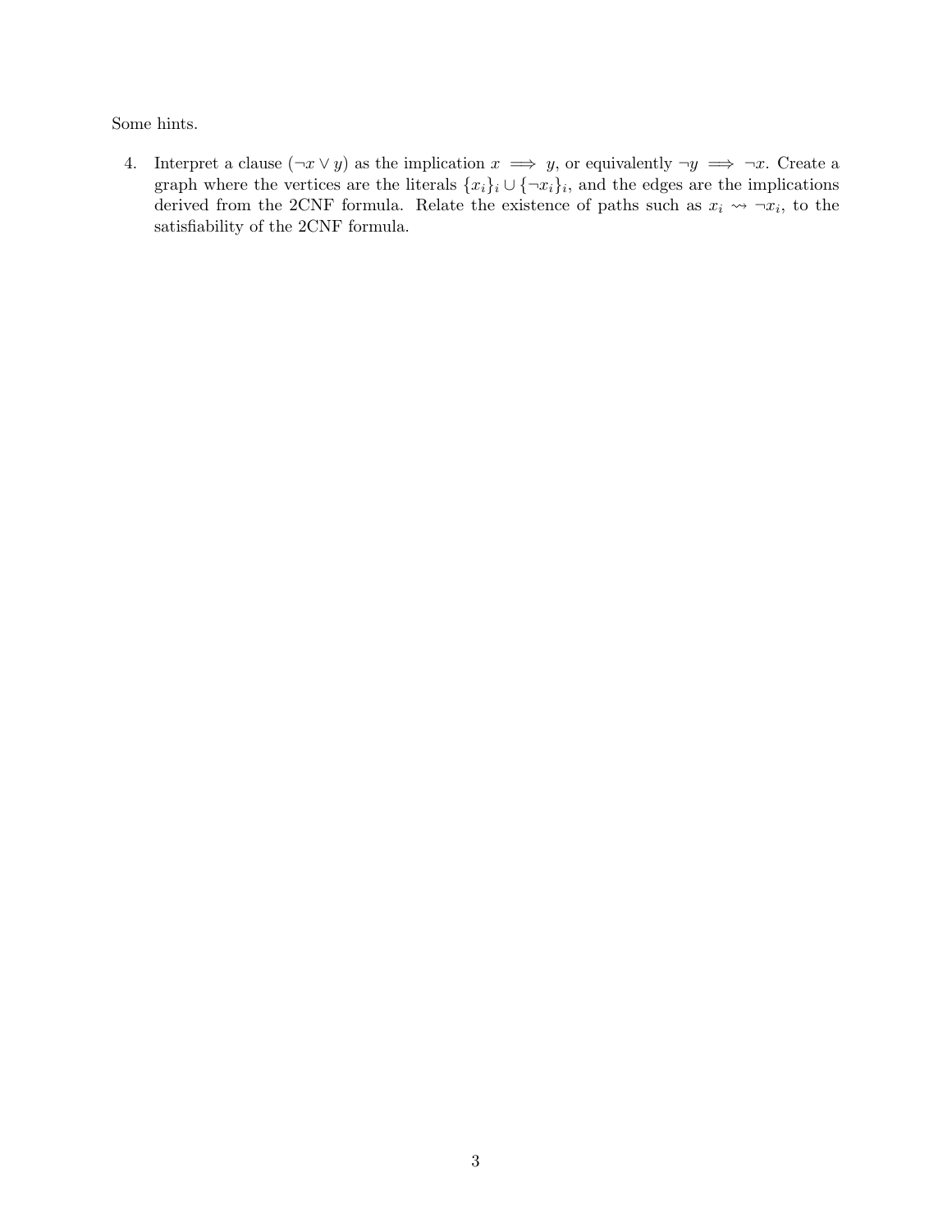Some hints.

4. Interpret a clause $(\neg x \vee y)$ as the implication $x \implies y$, or equivalently $\neg y \implies \neg x$. Create a graph where the vertices are the literals $\{x_i\}_i \cup \{\neg x_i\}_i$, and the edges are the implications derived from the 2CNF formula. Relate the existence of paths such as $x_i \rightsquigarrow \neg x_i$, to the satisfiability of the 2CNF formula.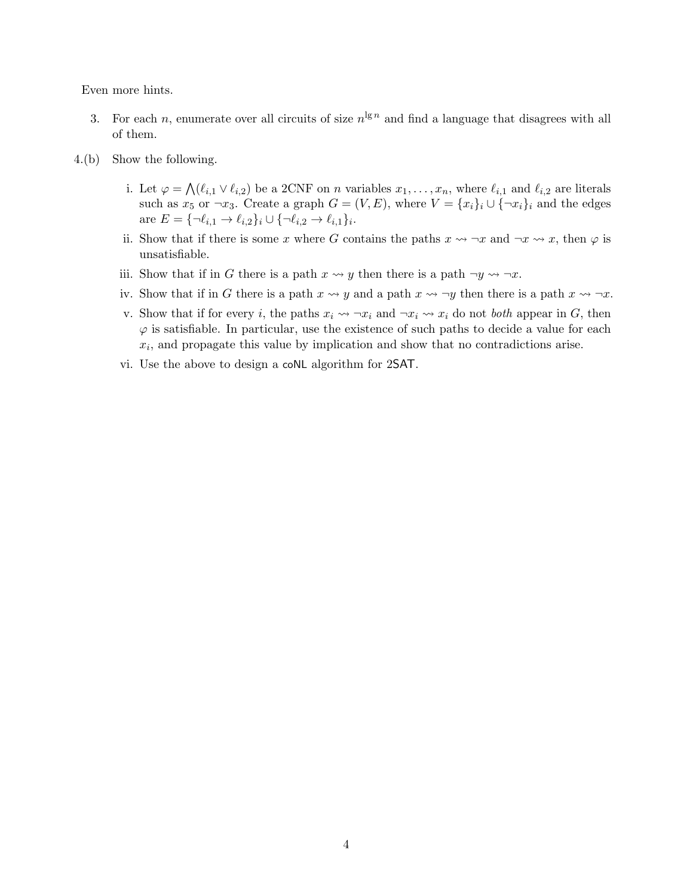Even more hints.

3. For each $n$, enumerate over all circuits of size $n^{\lg n}$ and find a language that disagrees with all of them.

4.(b) Show the following.

   i. Let $\varphi = \bigwedge(\ell_{i,1} \vee \ell_{i,2})$ be a 2CNF on $n$ variables $x_1, \ldots, x_n$, where $\ell_{i,1}$ and $\ell_{i,2}$ are literals such as $x_5$ or $\neg x_3$. Create a graph $G = (V, E)$, where $V = \{x_i\}_i \cup \{\neg x_i\}_i$ and the edges are $E = \{\neg \ell_{i,1} \to \ell_{i,2}\}_i \cup \{\neg \ell_{i,2} \to \ell_{i,1}\}_i$.

   ii. Show that if there is some $x$ where $G$ contains the paths $x \rightsquigarrow \neg x$ and $\neg x \rightsquigarrow x$, then $\varphi$ is unsatisfiable.

   iii. Show that if in $G$ there is a path $x \rightsquigarrow y$ then there is a path $\neg y \rightsquigarrow \neg x$.

   iv. Show that if in $G$ there is a path $x \rightsquigarrow y$ and a path $x \rightsquigarrow \neg y$ then there is a path $x \rightsquigarrow \neg x$.

   v. Show that if for every $i$, the paths $x_i \rightsquigarrow \neg x_i$ and $\neg x_i \rightsquigarrow x_i$ do not *both* appear in $G$, then $\varphi$ is satisfiable. In particular, use the existence of such paths to decide a value for each $x_i$, and propagate this value by implication and show that no contradictions arise.

   vi. Use the above to design a coNL algorithm for 2SAT.